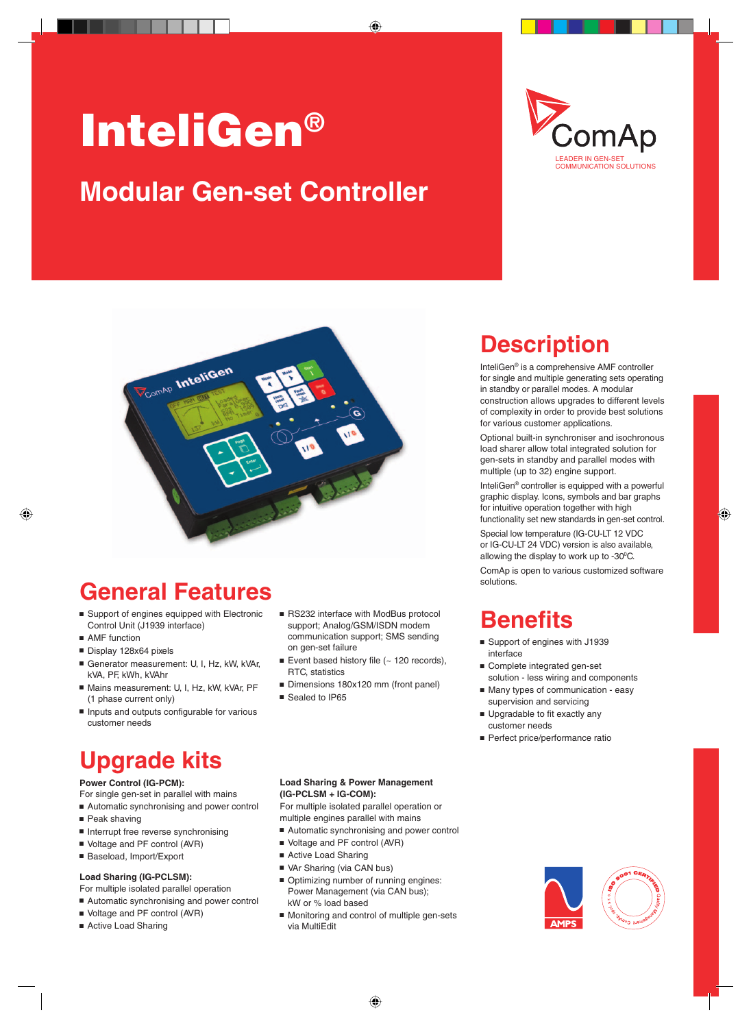# InteliGen®

## Modular Gen-set Controller

ComAp

LEADER IN GEN-SET COMMUNICATION SOLUTIONS

## Description

InteliGen® is a comprehensive AMF controller for single and multiple generating sets operating in standby or parallel modes. A modular construction allows upgrades to different levels of complexity in order to provide best solutions for various customer applications.

Optional built-in synchroniser and isochronous load sharer allow total integrated solution for gen-sets in standby and parallel modes with multiple (up to 32) engine support.

InteliGen® controller is equipped with a powerful graphic display. Icons, symbols and bar graphs for intuitive operation together with high functionality set new standards in gen-set control.

Special low temperature (IG-CU-LT 12 VDC or IG-CU-LT 24 VDC) version is also available, allowing the display to work up to -30°C.

ComAp is open to various customized software solutions.

## General Features

- Support of engines equipped with Electronic Control Unit (J1939 interface)
- AMF function
- Display 128x64 pixels
- Generator measurement: U, I, Hz, kW, kVAr, kVA, PF, kWh, kVAhr
- Mains measurement: U, I, Hz, kW, kVAr, PF (1 phase current only)
- Inputs and outputs configurable for various customer needs
- RS232 interface with ModBus protocol support; Analog/GSM/ISDN modem communication support; SMS sending on gen-set failure
- Event based history file (~ 120 records), RTC, statistics
- Dimensions 180x120 mm (front panel)
- Sealed to IP65

## Benefits

- Support of engines with J1939 interface
- Complete integrated gen-set solution - less wiring and components
- Many types of communication - easy supervision and servicing
- Upgradable to fit exactly any customer needs
- Perfect price/performance ratio

## Upgrade kits

**Power Control (IG-PCM):**

For single gen-set in parallel with mains

- Automatic synchronising and power control
- Peak shaving
- Interrupt free reverse synchronising
- Voltage and PF control (AVR)
- Baseload, Import/Export

**Load Sharing (IG-PCLSM):**

For multiple isolated parallel operation

- Automatic synchronising and power control
- Voltage and PF control (AVR)
- Active Load Sharing

**Load Sharing & Power Management (IG-PCLSM + IG-COM):**

For multiple isolated parallel operation or multiple engines parallel with mains

- Automatic synchronising and power control
- Voltage and PF control (AVR)
- Active Load Sharing
- VAr Sharing (via CAN bus)
- Optimizing number of running engines: Power Management (via CAN bus); kW or % load based
- Monitoring and control of multiple gen-sets via MultiEdit

AMPS

ISO 9001 CERTIFIED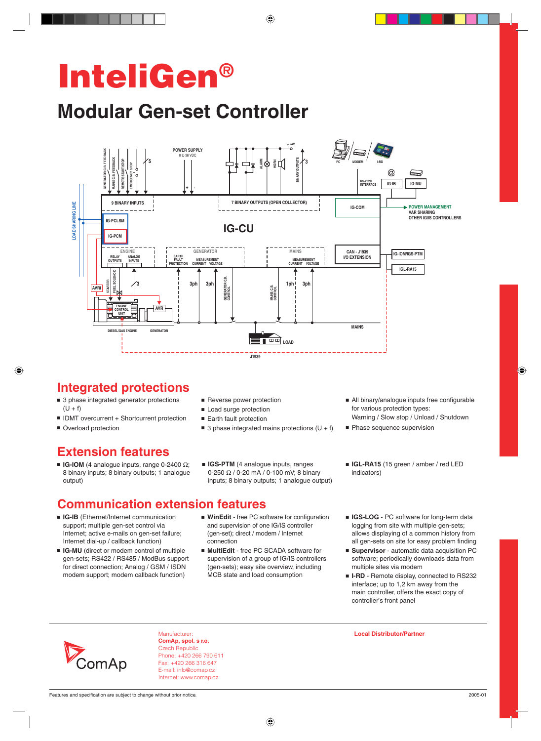# InteliGen®

## Modular Gen-set Controller

GENERATOR C.B. FEEDBACK
MAINS C.B. FEEDBACK
REMOTE START/STOP
EMERGENCY STOP
5
POWER SUPPLY
8 to 36 VDC
+ -
+ 24V
ALARM
HORN
BINARY OUTPUTS
3
PC
MODEM
I-RD
RS-232C INTERFACE
@
IG-IB
IG-MU
9 BINARY INPUTS
7 BINARY OUTPUTS (OPEN COLLECTOR)
IG-COM
POWER MANAGEMENT
VAR SHARING
OTHER IG/IS CONTROLLERS
LOAD SHARING LINE
IG-PCLSM
IG-PCM
IG-CU
ENGINE
RELAY OUTPUTS
ANALOG INPUTS
GENERATOR
EARTH FAULT PROTECTION
MEASUREMENT
CURRENT VOLTAGE
MAINS
MEASUREMENT
CURRENT VOLTAGE
CAN - J1939
I/O EXTENSION
IG-IOM/IGS-PTM
IGL-RA15
AVRi
STARTER
FUEL SOLENOID
3
3ph
3ph
GENERATOR C.B. CONTROL
MAINS C.B. CONTROL
1ph
3ph
ENGINE CONTROL UNIT
AVR
DIESEL/GAS ENGINE
GENERATOR
MAINS
LOAD
J1939

## Integrated protections

- 3 phase integrated generator protections (U + f)
- IDMT overcurrent + Shortcurrent protection
- Overload protection
- Reverse power protection
- Load surge protection
- Earth fault protection
- 3 phase integrated mains protections (U + f)
- All binary/analogue inputs free configurable for various protection types: Warning / Slow stop / Unload / Shutdown
- Phase sequence supervision

## Extension features

- **IG-IOM** (4 analogue inputs, range 0-2400 Ω; 8 binary inputs; 8 binary outputs; 1 analogue output)
- **IGS-PTM** (4 analogue inputs, ranges 0-250 Ω / 0-20 mA / 0-100 mV; 8 binary inputs; 8 binary outputs; 1 analogue output)
- **IGL-RA15** (15 green / amber / red LED indicators)

## Communication extension features

- **IG-IB** (Ethernet/Internet communication support; multiple gen-set control via Internet; active e-mails on gen-set failure; Internet dial-up / callback function)
- **IG-MU** (direct or modem control of multiple gen-sets; RS422 / RS485 / ModBus support for direct connection; Analog / GSM / ISDN modem support; modem callback function)
- **WinEdit** - free PC software for configuration and supervision of one IG/IS controller (gen-set); direct / modem / Internet connection
- **MultiEdit** - free PC SCADA software for supervision of a group of IG/IS controllers (gen-sets); easy site overview, including MCB state and load consumption
- **IGS-LOG** - PC software for long-term data logging from site with multiple gen-sets; allows displaying of a common history from all gen-sets on site for easy problem finding
- **Supervisor** - automatic data acquisition PC software; periodically downloads data from multiple sites via modem
- **I-RD** - Remote display, connected to RS232 interface; up to 1,2 km away from the main controller, offers the exact copy of controller's front panel

ComAp

Manufacturer:
**ComAp, spol. s r.o.**
Czech Republic
Phone: +420 266 790 611
Fax: +420 266 316 647
E-mail: info@comap.cz
Internet: www.comap.cz

**Local Distributor/Partner**

Features and specification are subject to change without prior notice.

2005-01